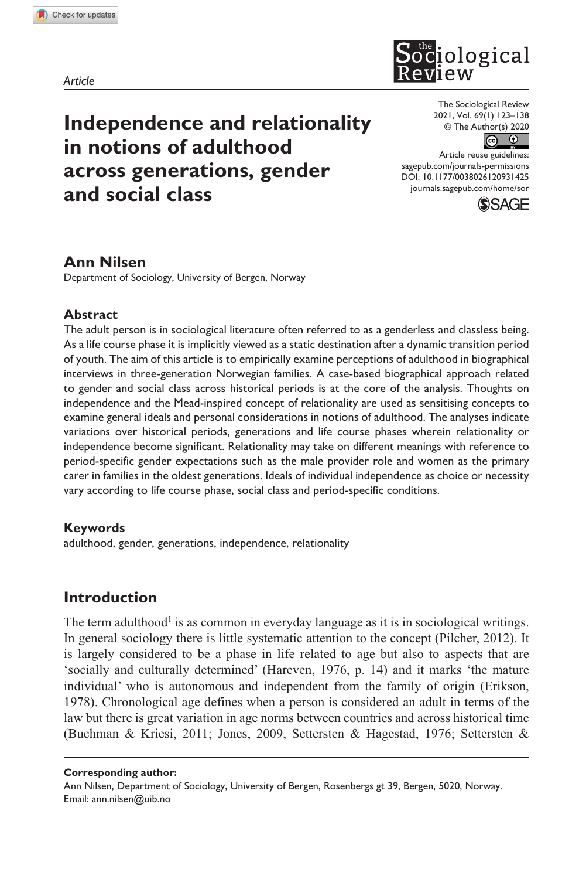*Article*

# Independence and relationality in notions of adulthood across generations, gender and social class

The Sociological Review
2021, Vol. 69(1) 123–138
© The Author(s) 2020
Article reuse guidelines:
sagepub.com/journals-permissions
DOI: 10.1177/0038026120931425
journals.sagepub.com/home/sor

**Ann Nilsen**
Department of Sociology, University of Bergen, Norway

## Abstract

The adult person is in sociological literature often referred to as a genderless and classless being. As a life course phase it is implicitly viewed as a static destination after a dynamic transition period of youth. The aim of this article is to empirically examine perceptions of adulthood in biographical interviews in three-generation Norwegian families. A case-based biographical approach related to gender and social class across historical periods is at the core of the analysis. Thoughts on independence and the Mead-inspired concept of relationality are used as sensitising concepts to examine general ideals and personal considerations in notions of adulthood. The analyses indicate variations over historical periods, generations and life course phases wherein relationality or independence become significant. Relationality may take on different meanings with reference to period-specific gender expectations such as the male provider role and women as the primary carer in families in the oldest generations. Ideals of individual independence as choice or necessity vary according to life course phase, social class and period-specific conditions.

## Keywords

adulthood, gender, generations, independence, relationality

## Introduction

The term adulthood[1] is as common in everyday language as it is in sociological writings. In general sociology there is little systematic attention to the concept (Pilcher, 2012). It is largely considered to be a phase in life related to age but also to aspects that are 'socially and culturally determined' (Hareven, 1976, p. 14) and it marks 'the mature individual' who is autonomous and independent from the family of origin (Erikson, 1978). Chronological age defines when a person is considered an adult in terms of the law but there is great variation in age norms between countries and across historical time (Buchman & Kriesi, 2011; Jones, 2009, Settersten & Hagestad, 1976; Settersten &

---

**Corresponding author:**
Ann Nilsen, Department of Sociology, University of Bergen, Rosenbergs gt 39, Bergen, 5020, Norway.
Email: ann.nilsen@uib.no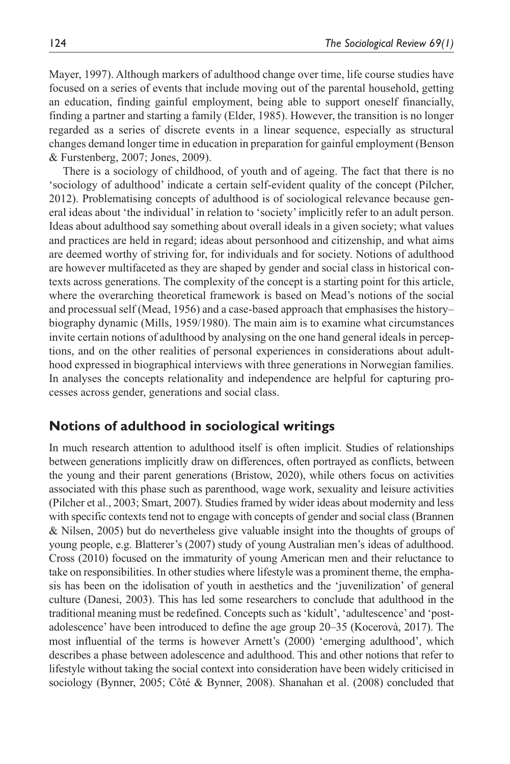Mayer, 1997). Although markers of adulthood change over time, life course studies have focused on a series of events that include moving out of the parental household, getting an education, finding gainful employment, being able to support oneself financially, finding a partner and starting a family (Elder, 1985). However, the transition is no longer regarded as a series of discrete events in a linear sequence, especially as structural changes demand longer time in education in preparation for gainful employment (Benson & Furstenberg, 2007; Jones, 2009).

There is a sociology of childhood, of youth and of ageing. The fact that there is no 'sociology of adulthood' indicate a certain self-evident quality of the concept (Pilcher, 2012). Problematising concepts of adulthood is of sociological relevance because general ideas about 'the individual' in relation to 'society' implicitly refer to an adult person. Ideas about adulthood say something about overall ideals in a given society; what values and practices are held in regard; ideas about personhood and citizenship, and what aims are deemed worthy of striving for, for individuals and for society. Notions of adulthood are however multifaceted as they are shaped by gender and social class in historical contexts across generations. The complexity of the concept is a starting point for this article, where the overarching theoretical framework is based on Mead's notions of the social and processual self (Mead, 1956) and a case-based approach that emphasises the history–biography dynamic (Mills, 1959/1980). The main aim is to examine what circumstances invite certain notions of adulthood by analysing on the one hand general ideals in perceptions, and on the other realities of personal experiences in considerations about adulthood expressed in biographical interviews with three generations in Norwegian families. In analyses the concepts relationality and independence are helpful for capturing processes across gender, generations and social class.

## Notions of adulthood in sociological writings

In much research attention to adulthood itself is often implicit. Studies of relationships between generations implicitly draw on differences, often portrayed as conflicts, between the young and their parent generations (Bristow, 2020), while others focus on activities associated with this phase such as parenthood, wage work, sexuality and leisure activities (Pilcher et al., 2003; Smart, 2007). Studies framed by wider ideas about modernity and less with specific contexts tend not to engage with concepts of gender and social class (Brannen & Nilsen, 2005) but do nevertheless give valuable insight into the thoughts of groups of young people, e.g. Blatterer's (2007) study of young Australian men's ideas of adulthood. Cross (2010) focused on the immaturity of young American men and their reluctance to take on responsibilities. In other studies where lifestyle was a prominent theme, the emphasis has been on the idolisation of youth in aesthetics and the 'juvenilization' of general culture (Danesi, 2003). This has led some researchers to conclude that adulthood in the traditional meaning must be redefined. Concepts such as 'kidult', 'adultescence' and 'post-adolescence' have been introduced to define the age group 20–35 (Kocerovà, 2017). The most influential of the terms is however Arnett's (2000) 'emerging adulthood', which describes a phase between adolescence and adulthood. This and other notions that refer to lifestyle without taking the social context into consideration have been widely criticised in sociology (Bynner, 2005; Côté & Bynner, 2008). Shanahan et al. (2008) concluded that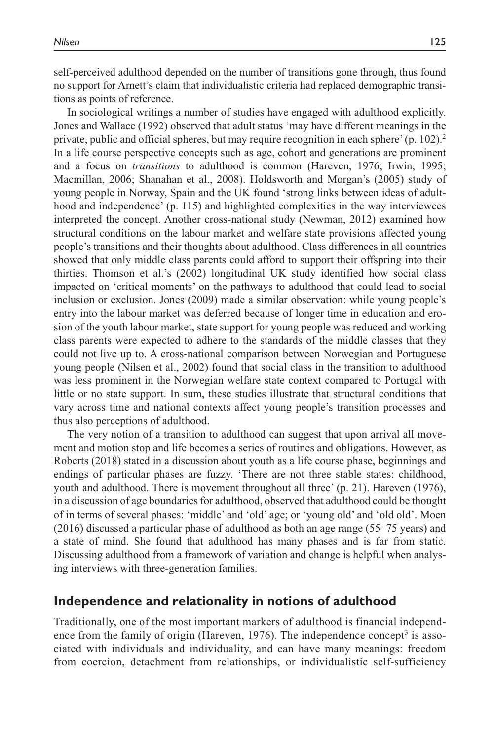self-perceived adulthood depended on the number of transitions gone through, thus found no support for Arnett's claim that individualistic criteria had replaced demographic transitions as points of reference.

In sociological writings a number of studies have engaged with adulthood explicitly. Jones and Wallace (1992) observed that adult status 'may have different meanings in the private, public and official spheres, but may require recognition in each sphere' (p. 102).[2] In a life course perspective concepts such as age, cohort and generations are prominent and a focus on *transitions* to adulthood is common (Hareven, 1976; Irwin, 1995; Macmillan, 2006; Shanahan et al., 2008). Holdsworth and Morgan's (2005) study of young people in Norway, Spain and the UK found 'strong links between ideas of adulthood and independence' (p. 115) and highlighted complexities in the way interviewees interpreted the concept. Another cross-national study (Newman, 2012) examined how structural conditions on the labour market and welfare state provisions affected young people's transitions and their thoughts about adulthood. Class differences in all countries showed that only middle class parents could afford to support their offspring into their thirties. Thomson et al.'s (2002) longitudinal UK study identified how social class impacted on 'critical moments' on the pathways to adulthood that could lead to social inclusion or exclusion. Jones (2009) made a similar observation: while young people's entry into the labour market was deferred because of longer time in education and erosion of the youth labour market, state support for young people was reduced and working class parents were expected to adhere to the standards of the middle classes that they could not live up to. A cross-national comparison between Norwegian and Portuguese young people (Nilsen et al., 2002) found that social class in the transition to adulthood was less prominent in the Norwegian welfare state context compared to Portugal with little or no state support. In sum, these studies illustrate that structural conditions that vary across time and national contexts affect young people's transition processes and thus also perceptions of adulthood.

The very notion of a transition to adulthood can suggest that upon arrival all movement and motion stop and life becomes a series of routines and obligations. However, as Roberts (2018) stated in a discussion about youth as a life course phase, beginnings and endings of particular phases are fuzzy. 'There are not three stable states: childhood, youth and adulthood. There is movement throughout all three' (p. 21). Hareven (1976), in a discussion of age boundaries for adulthood, observed that adulthood could be thought of in terms of several phases: 'middle' and 'old' age; or 'young old' and 'old old'. Moen (2016) discussed a particular phase of adulthood as both an age range (55–75 years) and a state of mind. She found that adulthood has many phases and is far from static. Discussing adulthood from a framework of variation and change is helpful when analysing interviews with three-generation families.

## Independence and relationality in notions of adulthood

Traditionally, one of the most important markers of adulthood is financial independence from the family of origin (Hareven, 1976). The independence concept[3] is associated with individuals and individuality, and can have many meanings: freedom from coercion, detachment from relationships, or individualistic self-sufficiency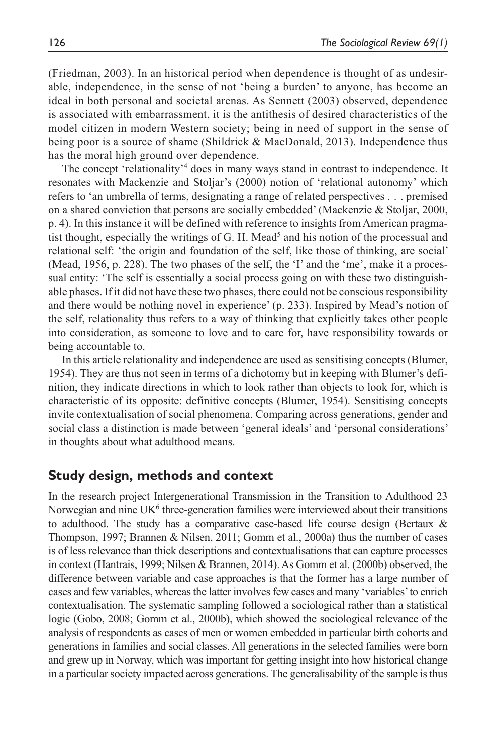(Friedman, 2003). In an historical period when dependence is thought of as undesirable, independence, in the sense of not 'being a burden' to anyone, has become an ideal in both personal and societal arenas. As Sennett (2003) observed, dependence is associated with embarrassment, it is the antithesis of desired characteristics of the model citizen in modern Western society; being in need of support in the sense of being poor is a source of shame (Shildrick & MacDonald, 2013). Independence thus has the moral high ground over dependence.

The concept 'relationality'[4] does in many ways stand in contrast to independence. It resonates with Mackenzie and Stoljar's (2000) notion of 'relational autonomy' which refers to 'an umbrella of terms, designating a range of related perspectives . . . premised on a shared conviction that persons are socially embedded' (Mackenzie & Stoljar, 2000, p. 4). In this instance it will be defined with reference to insights from American pragmatist thought, especially the writings of G. H. Mead[5] and his notion of the processual and relational self: 'the origin and foundation of the self, like those of thinking, are social' (Mead, 1956, p. 228). The two phases of the self, the 'I' and the 'me', make it a processual entity: 'The self is essentially a social process going on with these two distinguishable phases. If it did not have these two phases, there could not be conscious responsibility and there would be nothing novel in experience' (p. 233). Inspired by Mead's notion of the self, relationality thus refers to a way of thinking that explicitly takes other people into consideration, as someone to love and to care for, have responsibility towards or being accountable to.

In this article relationality and independence are used as sensitising concepts (Blumer, 1954). They are thus not seen in terms of a dichotomy but in keeping with Blumer's definition, they indicate directions in which to look rather than objects to look for, which is characteristic of its opposite: definitive concepts (Blumer, 1954). Sensitising concepts invite contextualisation of social phenomena. Comparing across generations, gender and social class a distinction is made between 'general ideals' and 'personal considerations' in thoughts about what adulthood means.

## Study design, methods and context

In the research project Intergenerational Transmission in the Transition to Adulthood 23 Norwegian and nine UK[6] three-generation families were interviewed about their transitions to adulthood. The study has a comparative case-based life course design (Bertaux & Thompson, 1997; Brannen & Nilsen, 2011; Gomm et al., 2000a) thus the number of cases is of less relevance than thick descriptions and contextualisations that can capture processes in context (Hantrais, 1999; Nilsen & Brannen, 2014). As Gomm et al. (2000b) observed, the difference between variable and case approaches is that the former has a large number of cases and few variables, whereas the latter involves few cases and many 'variables' to enrich contextualisation. The systematic sampling followed a sociological rather than a statistical logic (Gobo, 2008; Gomm et al., 2000b), which showed the sociological relevance of the analysis of respondents as cases of men or women embedded in particular birth cohorts and generations in families and social classes. All generations in the selected families were born and grew up in Norway, which was important for getting insight into how historical change in a particular society impacted across generations. The generalisability of the sample is thus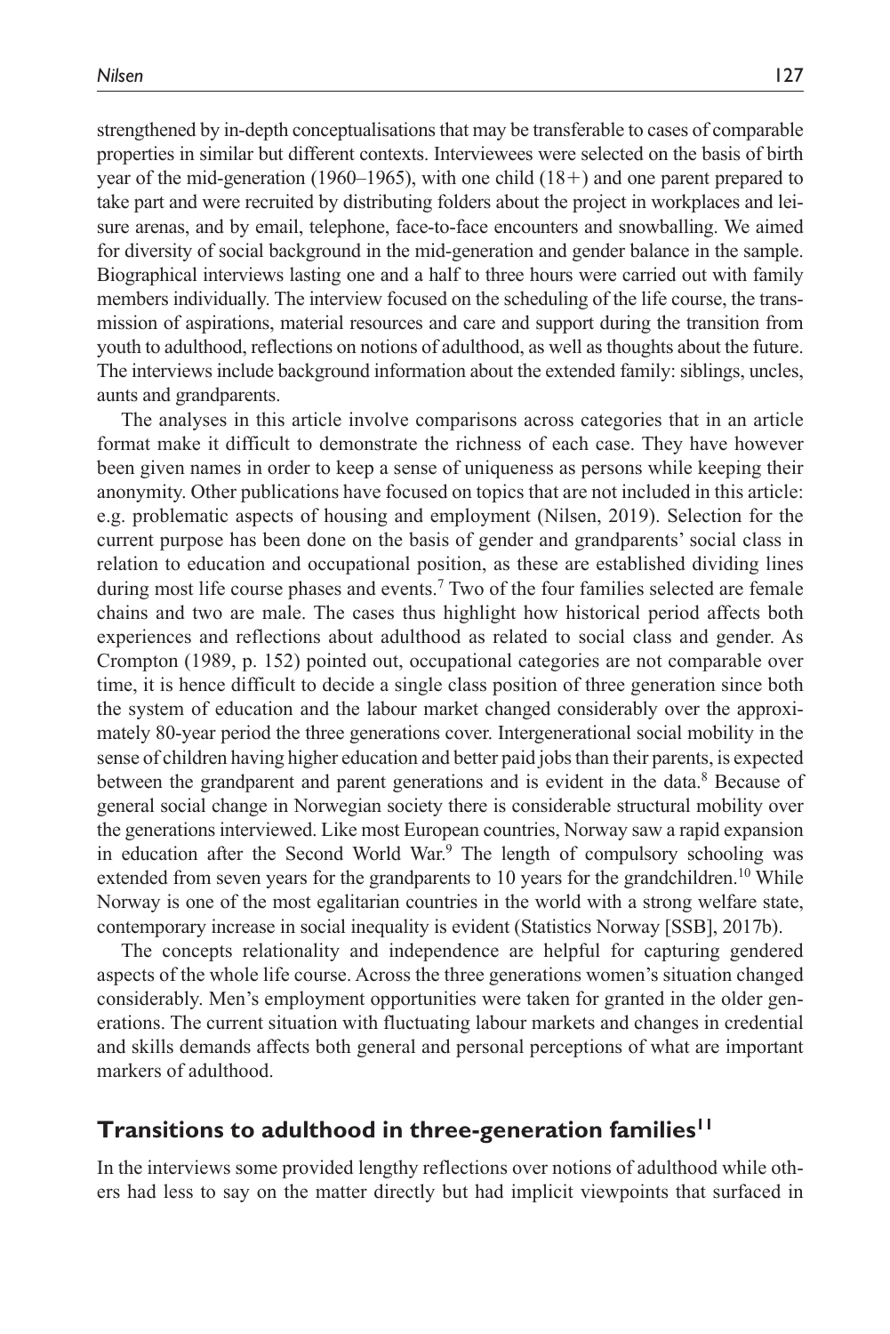strengthened by in-depth conceptualisations that may be transferable to cases of comparable properties in similar but different contexts. Interviewees were selected on the basis of birth year of the mid-generation (1960–1965), with one child (18+) and one parent prepared to take part and were recruited by distributing folders about the project in workplaces and leisure arenas, and by email, telephone, face-to-face encounters and snowballing. We aimed for diversity of social background in the mid-generation and gender balance in the sample. Biographical interviews lasting one and a half to three hours were carried out with family members individually. The interview focused on the scheduling of the life course, the transmission of aspirations, material resources and care and support during the transition from youth to adulthood, reflections on notions of adulthood, as well as thoughts about the future. The interviews include background information about the extended family: siblings, uncles, aunts and grandparents.

The analyses in this article involve comparisons across categories that in an article format make it difficult to demonstrate the richness of each case. They have however been given names in order to keep a sense of uniqueness as persons while keeping their anonymity. Other publications have focused on topics that are not included in this article: e.g. problematic aspects of housing and employment (Nilsen, 2019). Selection for the current purpose has been done on the basis of gender and grandparents' social class in relation to education and occupational position, as these are established dividing lines during most life course phases and events.[7] Two of the four families selected are female chains and two are male. The cases thus highlight how historical period affects both experiences and reflections about adulthood as related to social class and gender. As Crompton (1989, p. 152) pointed out, occupational categories are not comparable over time, it is hence difficult to decide a single class position of three generation since both the system of education and the labour market changed considerably over the approximately 80-year period the three generations cover. Intergenerational social mobility in the sense of children having higher education and better paid jobs than their parents, is expected between the grandparent and parent generations and is evident in the data.[8] Because of general social change in Norwegian society there is considerable structural mobility over the generations interviewed. Like most European countries, Norway saw a rapid expansion in education after the Second World War.[9] The length of compulsory schooling was extended from seven years for the grandparents to 10 years for the grandchildren.[10] While Norway is one of the most egalitarian countries in the world with a strong welfare state, contemporary increase in social inequality is evident (Statistics Norway [SSB], 2017b).

The concepts relationality and independence are helpful for capturing gendered aspects of the whole life course. Across the three generations women's situation changed considerably. Men's employment opportunities were taken for granted in the older generations. The current situation with fluctuating labour markets and changes in credential and skills demands affects both general and personal perceptions of what are important markers of adulthood.

## Transitions to adulthood in three-generation families[11]

In the interviews some provided lengthy reflections over notions of adulthood while others had less to say on the matter directly but had implicit viewpoints that surfaced in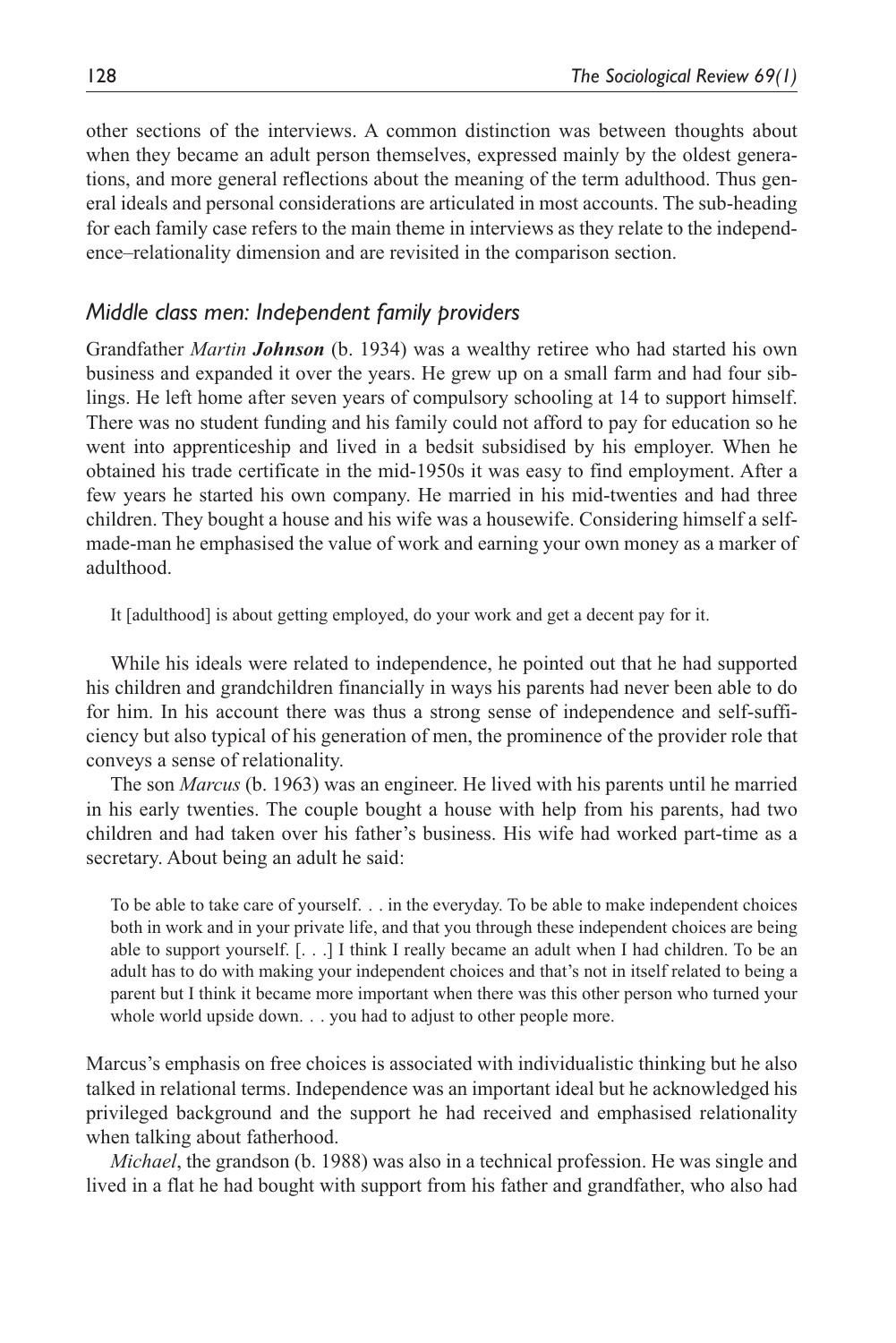other sections of the interviews. A common distinction was between thoughts about when they became an adult person themselves, expressed mainly by the oldest generations, and more general reflections about the meaning of the term adulthood. Thus general ideals and personal considerations are articulated in most accounts. The sub-heading for each family case refers to the main theme in interviews as they relate to the independence–relationality dimension and are revisited in the comparison section.

## *Middle class men: Independent family providers*

Grandfather *Martin* ***Johnson*** (b. 1934) was a wealthy retiree who had started his own business and expanded it over the years. He grew up on a small farm and had four siblings. He left home after seven years of compulsory schooling at 14 to support himself. There was no student funding and his family could not afford to pay for education so he went into apprenticeship and lived in a bedsit subsidised by his employer. When he obtained his trade certificate in the mid-1950s it was easy to find employment. After a few years he started his own company. He married in his mid-twenties and had three children. They bought a house and his wife was a housewife. Considering himself a self-made-man he emphasised the value of work and earning your own money as a marker of adulthood.

> It [adulthood] is about getting employed, do your work and get a decent pay for it.

While his ideals were related to independence, he pointed out that he had supported his children and grandchildren financially in ways his parents had never been able to do for him. In his account there was thus a strong sense of independence and self-sufficiency but also typical of his generation of men, the prominence of the provider role that conveys a sense of relationality.

The son *Marcus* (b. 1963) was an engineer. He lived with his parents until he married in his early twenties. The couple bought a house with help from his parents, had two children and had taken over his father's business. His wife had worked part-time as a secretary. About being an adult he said:

> To be able to take care of yourself. . . in the everyday. To be able to make independent choices both in work and in your private life, and that you through these independent choices are being able to support yourself. [. . .] I think I really became an adult when I had children. To be an adult has to do with making your independent choices and that's not in itself related to being a parent but I think it became more important when there was this other person who turned your whole world upside down. . . you had to adjust to other people more.

Marcus's emphasis on free choices is associated with individualistic thinking but he also talked in relational terms. Independence was an important ideal but he acknowledged his privileged background and the support he had received and emphasised relationality when talking about fatherhood.

*Michael*, the grandson (b. 1988) was also in a technical profession. He was single and lived in a flat he had bought with support from his father and grandfather, who also had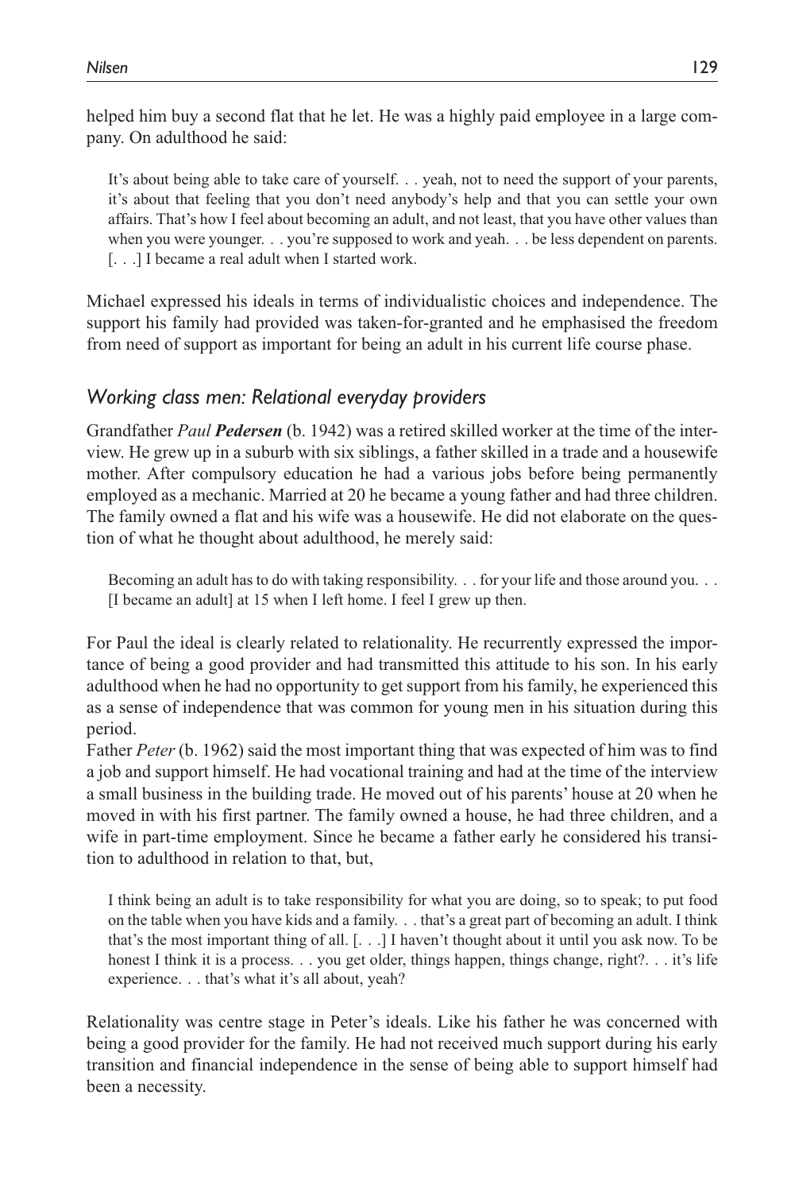helped him buy a second flat that he let. He was a highly paid employee in a large company. On adulthood he said:

> It's about being able to take care of yourself. . . yeah, not to need the support of your parents, it's about that feeling that you don't need anybody's help and that you can settle your own affairs. That's how I feel about becoming an adult, and not least, that you have other values than when you were younger. . . you're supposed to work and yeah. . . be less dependent on parents. [. . .] I became a real adult when I started work.

Michael expressed his ideals in terms of individualistic choices and independence. The support his family had provided was taken-for-granted and he emphasised the freedom from need of support as important for being an adult in his current life course phase.

### *Working class men: Relational everyday providers*

Grandfather *Paul **Pedersen*** (b. 1942) was a retired skilled worker at the time of the interview. He grew up in a suburb with six siblings, a father skilled in a trade and a housewife mother. After compulsory education he had a various jobs before being permanently employed as a mechanic. Married at 20 he became a young father and had three children. The family owned a flat and his wife was a housewife. He did not elaborate on the question of what he thought about adulthood, he merely said:

> Becoming an adult has to do with taking responsibility. . . for your life and those around you. . . [I became an adult] at 15 when I left home. I feel I grew up then.

For Paul the ideal is clearly related to relationality. He recurrently expressed the importance of being a good provider and had transmitted this attitude to his son. In his early adulthood when he had no opportunity to get support from his family, he experienced this as a sense of independence that was common for young men in his situation during this period.

Father *Peter* (b. 1962) said the most important thing that was expected of him was to find a job and support himself. He had vocational training and had at the time of the interview a small business in the building trade. He moved out of his parents' house at 20 when he moved in with his first partner. The family owned a house, he had three children, and a wife in part-time employment. Since he became a father early he considered his transition to adulthood in relation to that, but,

> I think being an adult is to take responsibility for what you are doing, so to speak; to put food on the table when you have kids and a family. . . that's a great part of becoming an adult. I think that's the most important thing of all. [. . .] I haven't thought about it until you ask now. To be honest I think it is a process. . . you get older, things happen, things change, right?. . . it's life experience. . . that's what it's all about, yeah?

Relationality was centre stage in Peter's ideals. Like his father he was concerned with being a good provider for the family. He had not received much support during his early transition and financial independence in the sense of being able to support himself had been a necessity.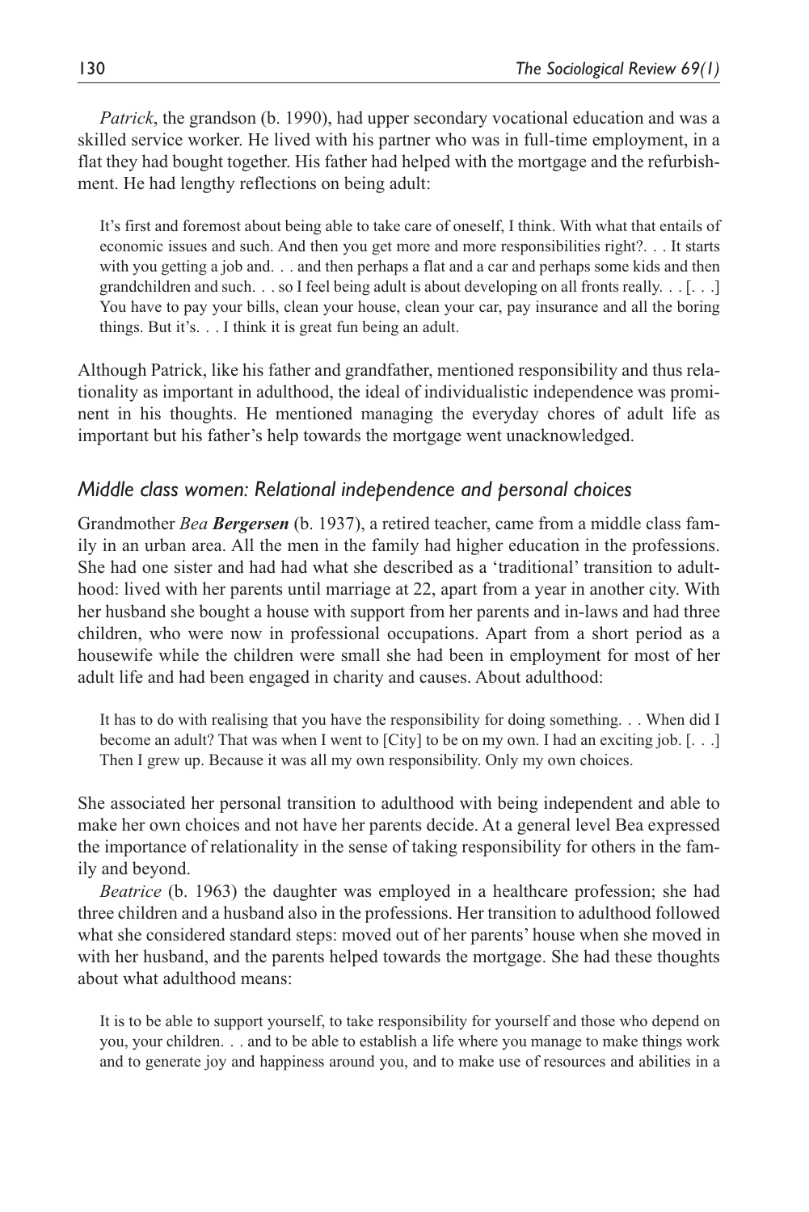*Patrick*, the grandson (b. 1990), had upper secondary vocational education and was a skilled service worker. He lived with his partner who was in full-time employment, in a flat they had bought together. His father had helped with the mortgage and the refurbishment. He had lengthy reflections on being adult:

> It's first and foremost about being able to take care of oneself, I think. With what that entails of economic issues and such. And then you get more and more responsibilities right?. . . It starts with you getting a job and. . . and then perhaps a flat and a car and perhaps some kids and then grandchildren and such. . . so I feel being adult is about developing on all fronts really. . . [. . .] You have to pay your bills, clean your house, clean your car, pay insurance and all the boring things. But it's. . . I think it is great fun being an adult.

Although Patrick, like his father and grandfather, mentioned responsibility and thus relationality as important in adulthood, the ideal of individualistic independence was prominent in his thoughts. He mentioned managing the everyday chores of adult life as important but his father's help towards the mortgage went unacknowledged.

### *Middle class women: Relational independence and personal choices*

Grandmother *Bea* ***Bergersen*** (b. 1937), a retired teacher, came from a middle class family in an urban area. All the men in the family had higher education in the professions. She had one sister and had had what she described as a 'traditional' transition to adulthood: lived with her parents until marriage at 22, apart from a year in another city. With her husband she bought a house with support from her parents and in-laws and had three children, who were now in professional occupations. Apart from a short period as a housewife while the children were small she had been in employment for most of her adult life and had been engaged in charity and causes. About adulthood:

> It has to do with realising that you have the responsibility for doing something. . . When did I become an adult? That was when I went to [City] to be on my own. I had an exciting job. [. . .] Then I grew up. Because it was all my own responsibility. Only my own choices.

She associated her personal transition to adulthood with being independent and able to make her own choices and not have her parents decide. At a general level Bea expressed the importance of relationality in the sense of taking responsibility for others in the family and beyond.

*Beatrice* (b. 1963) the daughter was employed in a healthcare profession; she had three children and a husband also in the professions. Her transition to adulthood followed what she considered standard steps: moved out of her parents' house when she moved in with her husband, and the parents helped towards the mortgage. She had these thoughts about what adulthood means:

> It is to be able to support yourself, to take responsibility for yourself and those who depend on you, your children. . . and to be able to establish a life where you manage to make things work and to generate joy and happiness around you, and to make use of resources and abilities in a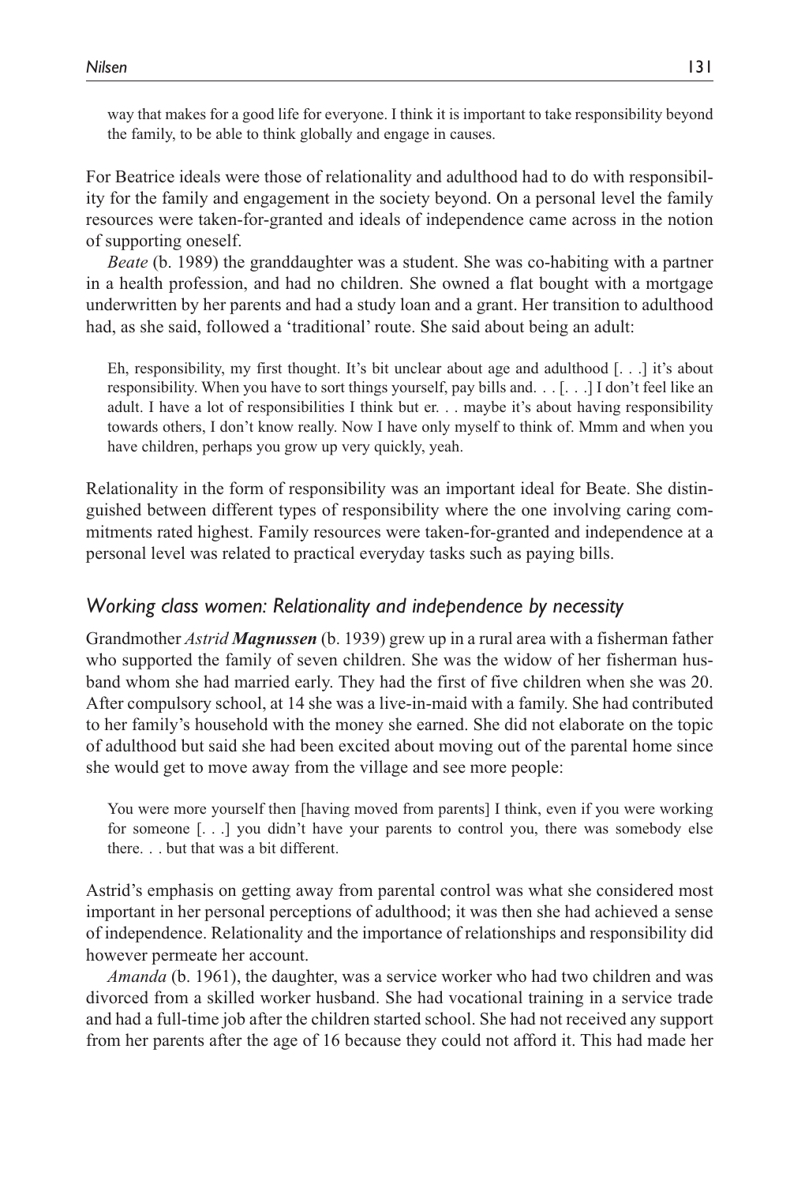> way that makes for a good life for everyone. I think it is important to take responsibility beyond the family, to be able to think globally and engage in causes.

For Beatrice ideals were those of relationality and adulthood had to do with responsibility for the family and engagement in the society beyond. On a personal level the family resources were taken-for-granted and ideals of independence came across in the notion of supporting oneself.

*Beate* (b. 1989) the granddaughter was a student. She was co-habiting with a partner in a health profession, and had no children. She owned a flat bought with a mortgage underwritten by her parents and had a study loan and a grant. Her transition to adulthood had, as she said, followed a 'traditional' route. She said about being an adult:

> Eh, responsibility, my first thought. It's bit unclear about age and adulthood [. . .] it's about responsibility. When you have to sort things yourself, pay bills and. . . [. . .] I don't feel like an adult. I have a lot of responsibilities I think but er. . . maybe it's about having responsibility towards others, I don't know really. Now I have only myself to think of. Mmm and when you have children, perhaps you grow up very quickly, yeah.

Relationality in the form of responsibility was an important ideal for Beate. She distinguished between different types of responsibility where the one involving caring commitments rated highest. Family resources were taken-for-granted and independence at a personal level was related to practical everyday tasks such as paying bills.

### *Working class women: Relationality and independence by necessity*

Grandmother *Astrid **Magnussen*** (b. 1939) grew up in a rural area with a fisherman father who supported the family of seven children. She was the widow of her fisherman husband whom she had married early. They had the first of five children when she was 20. After compulsory school, at 14 she was a live-in-maid with a family. She had contributed to her family's household with the money she earned. She did not elaborate on the topic of adulthood but said she had been excited about moving out of the parental home since she would get to move away from the village and see more people:

> You were more yourself then [having moved from parents] I think, even if you were working for someone [. . .] you didn't have your parents to control you, there was somebody else there. . . but that was a bit different.

Astrid's emphasis on getting away from parental control was what she considered most important in her personal perceptions of adulthood; it was then she had achieved a sense of independence. Relationality and the importance of relationships and responsibility did however permeate her account.

*Amanda* (b. 1961), the daughter, was a service worker who had two children and was divorced from a skilled worker husband. She had vocational training in a service trade and had a full-time job after the children started school. She had not received any support from her parents after the age of 16 because they could not afford it. This had made her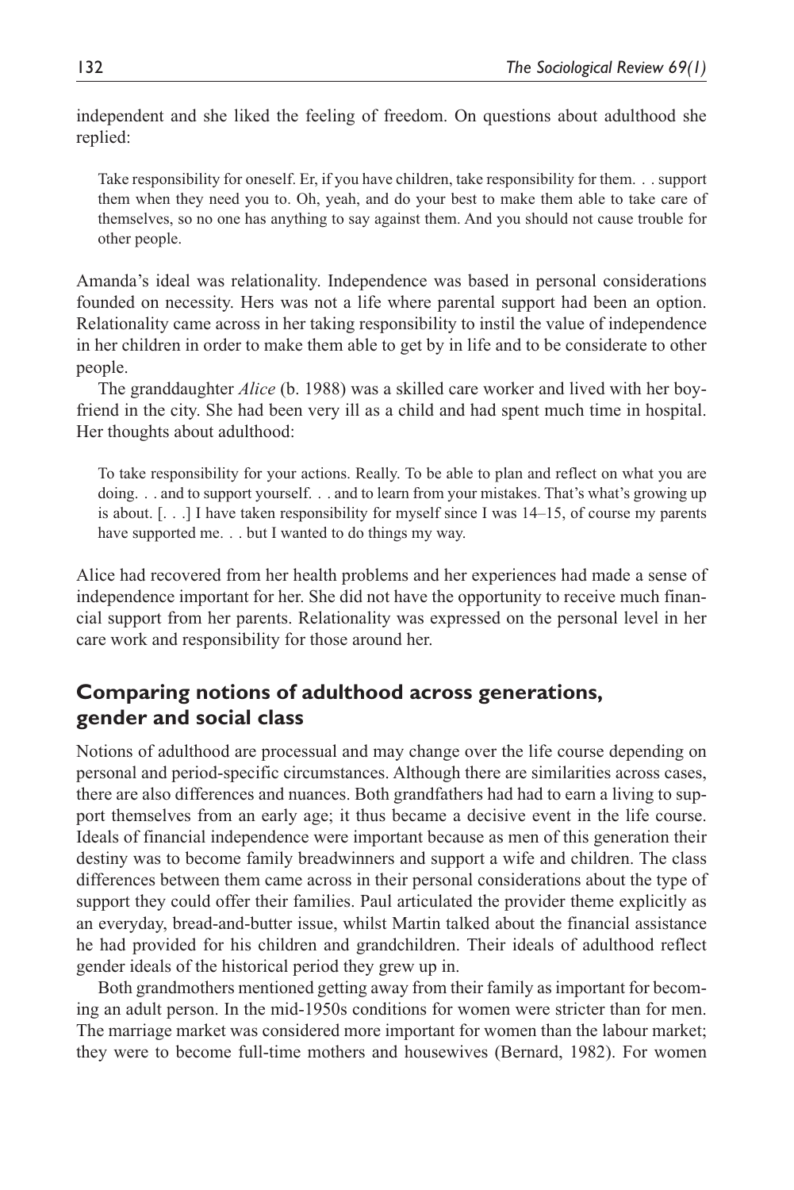independent and she liked the feeling of freedom. On questions about adulthood she replied:

> Take responsibility for oneself. Er, if you have children, take responsibility for them. . . support them when they need you to. Oh, yeah, and do your best to make them able to take care of themselves, so no one has anything to say against them. And you should not cause trouble for other people.

Amanda's ideal was relationality. Independence was based in personal considerations founded on necessity. Hers was not a life where parental support had been an option. Relationality came across in her taking responsibility to instil the value of independence in her children in order to make them able to get by in life and to be considerate to other people.

The granddaughter *Alice* (b. 1988) was a skilled care worker and lived with her boyfriend in the city. She had been very ill as a child and had spent much time in hospital. Her thoughts about adulthood:

> To take responsibility for your actions. Really. To be able to plan and reflect on what you are doing. . . and to support yourself. . . and to learn from your mistakes. That's what's growing up is about. [. . .] I have taken responsibility for myself since I was 14–15, of course my parents have supported me. . . but I wanted to do things my way.

Alice had recovered from her health problems and her experiences had made a sense of independence important for her. She did not have the opportunity to receive much financial support from her parents. Relationality was expressed on the personal level in her care work and responsibility for those around her.

## Comparing notions of adulthood across generations, gender and social class

Notions of adulthood are processual and may change over the life course depending on personal and period-specific circumstances. Although there are similarities across cases, there are also differences and nuances. Both grandfathers had had to earn a living to support themselves from an early age; it thus became a decisive event in the life course. Ideals of financial independence were important because as men of this generation their destiny was to become family breadwinners and support a wife and children. The class differences between them came across in their personal considerations about the type of support they could offer their families. Paul articulated the provider theme explicitly as an everyday, bread-and-butter issue, whilst Martin talked about the financial assistance he had provided for his children and grandchildren. Their ideals of adulthood reflect gender ideals of the historical period they grew up in.

Both grandmothers mentioned getting away from their family as important for becoming an adult person. In the mid-1950s conditions for women were stricter than for men. The marriage market was considered more important for women than the labour market; they were to become full-time mothers and housewives (Bernard, 1982). For women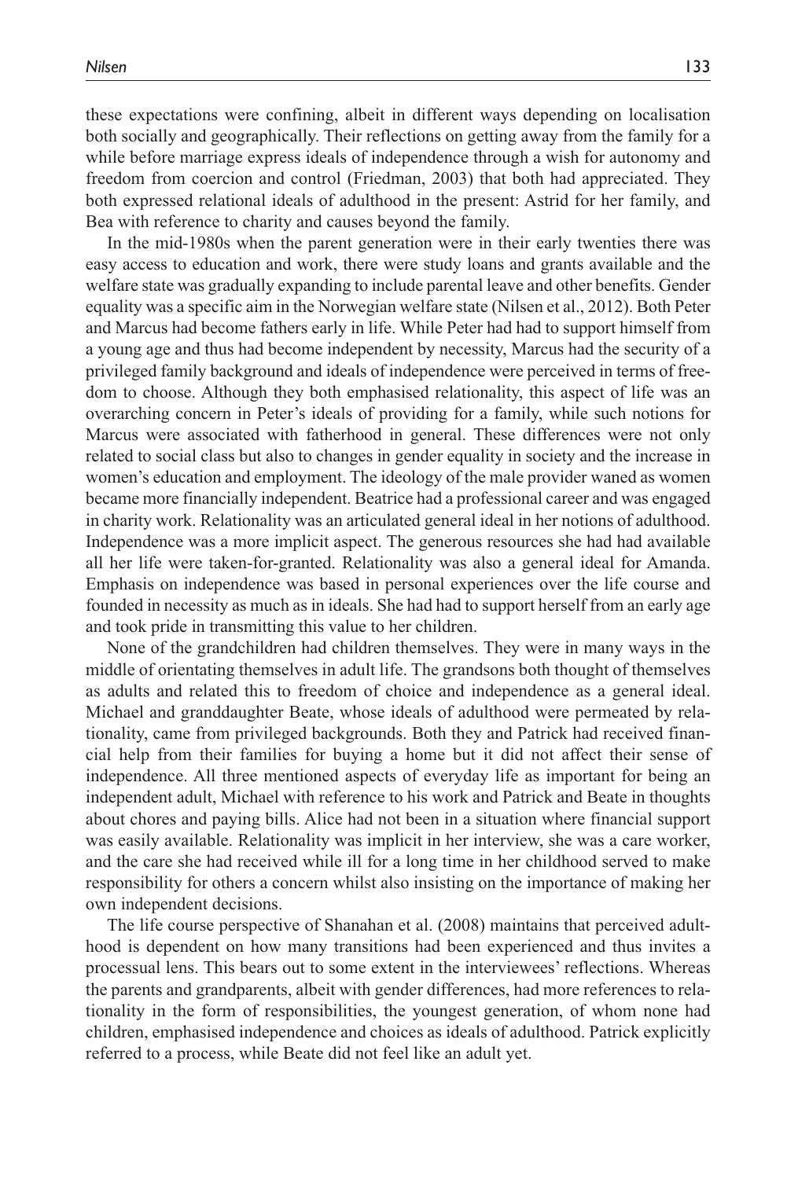these expectations were confining, albeit in different ways depending on localisation both socially and geographically. Their reflections on getting away from the family for a while before marriage express ideals of independence through a wish for autonomy and freedom from coercion and control (Friedman, 2003) that both had appreciated. They both expressed relational ideals of adulthood in the present: Astrid for her family, and Bea with reference to charity and causes beyond the family.

In the mid-1980s when the parent generation were in their early twenties there was easy access to education and work, there were study loans and grants available and the welfare state was gradually expanding to include parental leave and other benefits. Gender equality was a specific aim in the Norwegian welfare state (Nilsen et al., 2012). Both Peter and Marcus had become fathers early in life. While Peter had had to support himself from a young age and thus had become independent by necessity, Marcus had the security of a privileged family background and ideals of independence were perceived in terms of freedom to choose. Although they both emphasised relationality, this aspect of life was an overarching concern in Peter's ideals of providing for a family, while such notions for Marcus were associated with fatherhood in general. These differences were not only related to social class but also to changes in gender equality in society and the increase in women's education and employment. The ideology of the male provider waned as women became more financially independent. Beatrice had a professional career and was engaged in charity work. Relationality was an articulated general ideal in her notions of adulthood. Independence was a more implicit aspect. The generous resources she had had available all her life were taken-for-granted. Relationality was also a general ideal for Amanda. Emphasis on independence was based in personal experiences over the life course and founded in necessity as much as in ideals. She had had to support herself from an early age and took pride in transmitting this value to her children.

None of the grandchildren had children themselves. They were in many ways in the middle of orientating themselves in adult life. The grandsons both thought of themselves as adults and related this to freedom of choice and independence as a general ideal. Michael and granddaughter Beate, whose ideals of adulthood were permeated by relationality, came from privileged backgrounds. Both they and Patrick had received financial help from their families for buying a home but it did not affect their sense of independence. All three mentioned aspects of everyday life as important for being an independent adult, Michael with reference to his work and Patrick and Beate in thoughts about chores and paying bills. Alice had not been in a situation where financial support was easily available. Relationality was implicit in her interview, she was a care worker, and the care she had received while ill for a long time in her childhood served to make responsibility for others a concern whilst also insisting on the importance of making her own independent decisions.

The life course perspective of Shanahan et al. (2008) maintains that perceived adulthood is dependent on how many transitions had been experienced and thus invites a processual lens. This bears out to some extent in the interviewees' reflections. Whereas the parents and grandparents, albeit with gender differences, had more references to relationality in the form of responsibilities, the youngest generation, of whom none had children, emphasised independence and choices as ideals of adulthood. Patrick explicitly referred to a process, while Beate did not feel like an adult yet.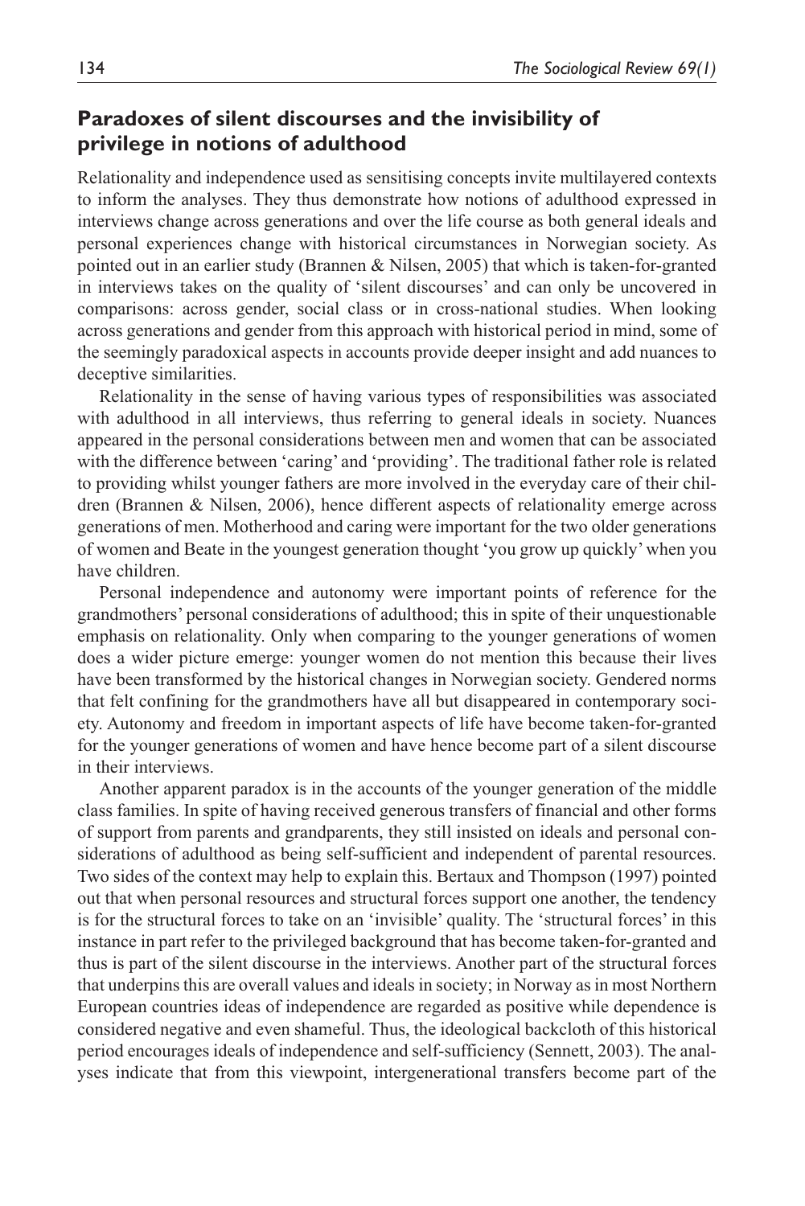## Paradoxes of silent discourses and the invisibility of privilege in notions of adulthood

Relationality and independence used as sensitising concepts invite multilayered contexts to inform the analyses. They thus demonstrate how notions of adulthood expressed in interviews change across generations and over the life course as both general ideals and personal experiences change with historical circumstances in Norwegian society. As pointed out in an earlier study (Brannen & Nilsen, 2005) that which is taken-for-granted in interviews takes on the quality of 'silent discourses' and can only be uncovered in comparisons: across gender, social class or in cross-national studies. When looking across generations and gender from this approach with historical period in mind, some of the seemingly paradoxical aspects in accounts provide deeper insight and add nuances to deceptive similarities.

Relationality in the sense of having various types of responsibilities was associated with adulthood in all interviews, thus referring to general ideals in society. Nuances appeared in the personal considerations between men and women that can be associated with the difference between 'caring' and 'providing'. The traditional father role is related to providing whilst younger fathers are more involved in the everyday care of their children (Brannen & Nilsen, 2006), hence different aspects of relationality emerge across generations of men. Motherhood and caring were important for the two older generations of women and Beate in the youngest generation thought 'you grow up quickly' when you have children.

Personal independence and autonomy were important points of reference for the grandmothers' personal considerations of adulthood; this in spite of their unquestionable emphasis on relationality. Only when comparing to the younger generations of women does a wider picture emerge: younger women do not mention this because their lives have been transformed by the historical changes in Norwegian society. Gendered norms that felt confining for the grandmothers have all but disappeared in contemporary society. Autonomy and freedom in important aspects of life have become taken-for-granted for the younger generations of women and have hence become part of a silent discourse in their interviews.

Another apparent paradox is in the accounts of the younger generation of the middle class families. In spite of having received generous transfers of financial and other forms of support from parents and grandparents, they still insisted on ideals and personal considerations of adulthood as being self-sufficient and independent of parental resources. Two sides of the context may help to explain this. Bertaux and Thompson (1997) pointed out that when personal resources and structural forces support one another, the tendency is for the structural forces to take on an 'invisible' quality. The 'structural forces' in this instance in part refer to the privileged background that has become taken-for-granted and thus is part of the silent discourse in the interviews. Another part of the structural forces that underpins this are overall values and ideals in society; in Norway as in most Northern European countries ideas of independence are regarded as positive while dependence is considered negative and even shameful. Thus, the ideological backcloth of this historical period encourages ideals of independence and self-sufficiency (Sennett, 2003). The analyses indicate that from this viewpoint, intergenerational transfers become part of the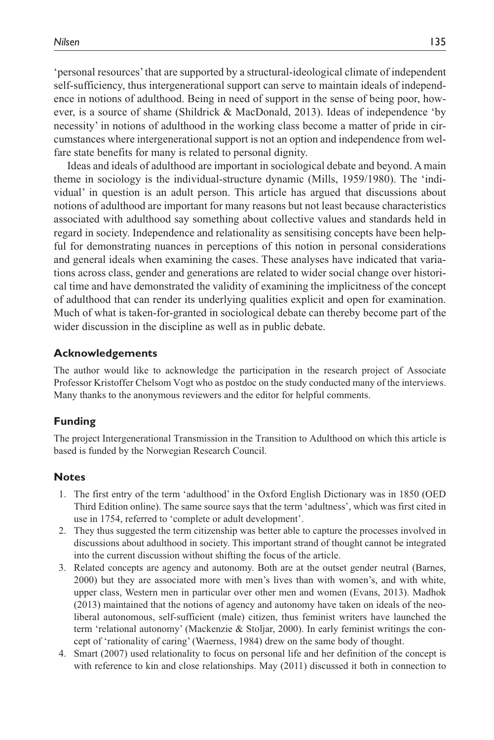'personal resources' that are supported by a structural-ideological climate of independent self-sufficiency, thus intergenerational support can serve to maintain ideals of independence in notions of adulthood. Being in need of support in the sense of being poor, however, is a source of shame (Shildrick & MacDonald, 2013). Ideas of independence 'by necessity' in notions of adulthood in the working class become a matter of pride in circumstances where intergenerational support is not an option and independence from welfare state benefits for many is related to personal dignity.

Ideas and ideals of adulthood are important in sociological debate and beyond. A main theme in sociology is the individual-structure dynamic (Mills, 1959/1980). The 'individual' in question is an adult person. This article has argued that discussions about notions of adulthood are important for many reasons but not least because characteristics associated with adulthood say something about collective values and standards held in regard in society. Independence and relationality as sensitising concepts have been helpful for demonstrating nuances in perceptions of this notion in personal considerations and general ideals when examining the cases. These analyses have indicated that variations across class, gender and generations are related to wider social change over historical time and have demonstrated the validity of examining the implicitness of the concept of adulthood that can render its underlying qualities explicit and open for examination. Much of what is taken-for-granted in sociological debate can thereby become part of the wider discussion in the discipline as well as in public debate.

### Acknowledgements

The author would like to acknowledge the participation in the research project of Associate Professor Kristoffer Chelsom Vogt who as postdoc on the study conducted many of the interviews. Many thanks to the anonymous reviewers and the editor for helpful comments.

### Funding

The project Intergenerational Transmission in the Transition to Adulthood on which this article is based is funded by the Norwegian Research Council.

### Notes

1. The first entry of the term 'adulthood' in the Oxford English Dictionary was in 1850 (OED Third Edition online). The same source says that the term 'adultness', which was first cited in use in 1754, referred to 'complete or adult development'.
2. They thus suggested the term citizenship was better able to capture the processes involved in discussions about adulthood in society. This important strand of thought cannot be integrated into the current discussion without shifting the focus of the article.
3. Related concepts are agency and autonomy. Both are at the outset gender neutral (Barnes, 2000) but they are associated more with men's lives than with women's, and with white, upper class, Western men in particular over other men and women (Evans, 2013). Madhok (2013) maintained that the notions of agency and autonomy have taken on ideals of the neoliberal autonomous, self-sufficient (male) citizen, thus feminist writers have launched the term 'relational autonomy' (Mackenzie & Stoljar, 2000). In early feminist writings the concept of 'rationality of caring' (Waerness, 1984) drew on the same body of thought.
4. Smart (2007) used relationality to focus on personal life and her definition of the concept is with reference to kin and close relationships. May (2011) discussed it both in connection to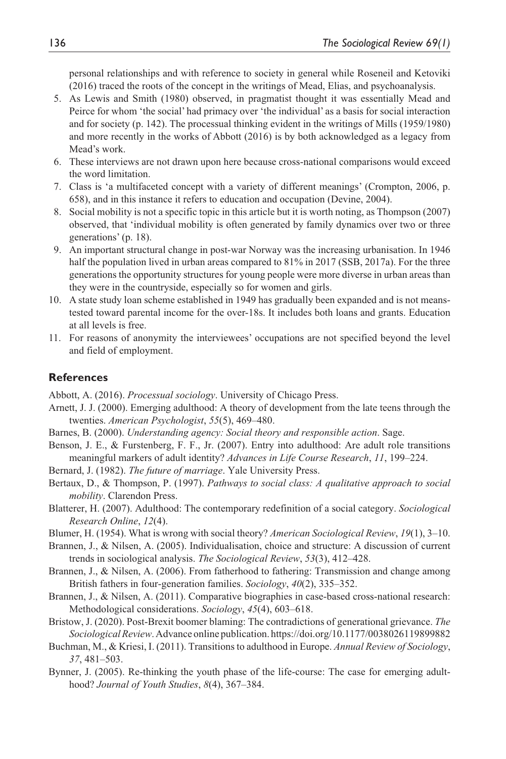personal relationships and with reference to society in general while Roseneil and Ketoviki (2016) traced the roots of the concept in the writings of Mead, Elias, and psychoanalysis.

5. As Lewis and Smith (1980) observed, in pragmatist thought it was essentially Mead and Peirce for whom 'the social' had primacy over 'the individual' as a basis for social interaction and for society (p. 142). The processual thinking evident in the writings of Mills (1959/1980) and more recently in the works of Abbott (2016) is by both acknowledged as a legacy from Mead's work.
6. These interviews are not drawn upon here because cross-national comparisons would exceed the word limitation.
7. Class is 'a multifaceted concept with a variety of different meanings' (Crompton, 2006, p. 658), and in this instance it refers to education and occupation (Devine, 2004).
8. Social mobility is not a specific topic in this article but it is worth noting, as Thompson (2007) observed, that 'individual mobility is often generated by family dynamics over two or three generations' (p. 18).
9. An important structural change in post-war Norway was the increasing urbanisation. In 1946 half the population lived in urban areas compared to 81% in 2017 (SSB, 2017a). For the three generations the opportunity structures for young people were more diverse in urban areas than they were in the countryside, especially so for women and girls.
10. A state study loan scheme established in 1949 has gradually been expanded and is not means-tested toward parental income for the over-18s. It includes both loans and grants. Education at all levels is free.
11. For reasons of anonymity the interviewees' occupations are not specified beyond the level and field of employment.

## References

Abbott, A. (2016). *Processual sociology*. University of Chicago Press.

Arnett, J. J. (2000). Emerging adulthood: A theory of development from the late teens through the twenties. *American Psychologist*, *55*(5), 469–480.

Barnes, B. (2000). *Understanding agency: Social theory and responsible action*. Sage.

Benson, J. E., & Furstenberg, F. F., Jr. (2007). Entry into adulthood: Are adult role transitions meaningful markers of adult identity? *Advances in Life Course Research*, *11*, 199–224.

Bernard, J. (1982). *The future of marriage*. Yale University Press.

Bertaux, D., & Thompson, P. (1997). *Pathways to social class: A qualitative approach to social mobility*. Clarendon Press.

Blatterer, H. (2007). Adulthood: The contemporary redefinition of a social category. *Sociological Research Online*, *12*(4).

Blumer, H. (1954). What is wrong with social theory? *American Sociological Review*, *19*(1), 3–10.

Brannen, J., & Nilsen, A. (2005). Individualisation, choice and structure: A discussion of current trends in sociological analysis. *The Sociological Review*, *53*(3), 412–428.

Brannen, J., & Nilsen, A. (2006). From fatherhood to fathering: Transmission and change among British fathers in four-generation families. *Sociology*, *40*(2), 335–352.

Brannen, J., & Nilsen, A. (2011). Comparative biographies in case-based cross-national research: Methodological considerations. *Sociology*, *45*(4), 603–618.

Bristow, J. (2020). Post-Brexit boomer blaming: The contradictions of generational grievance. *The Sociological Review*. Advance online publication. https://doi.org/10.1177/0038026119899882

Buchman, M., & Kriesi, I. (2011). Transitions to adulthood in Europe. *Annual Review of Sociology*, *37*, 481–503.

Bynner, J. (2005). Re-thinking the youth phase of the life-course: The case for emerging adulthood? *Journal of Youth Studies*, *8*(4), 367–384.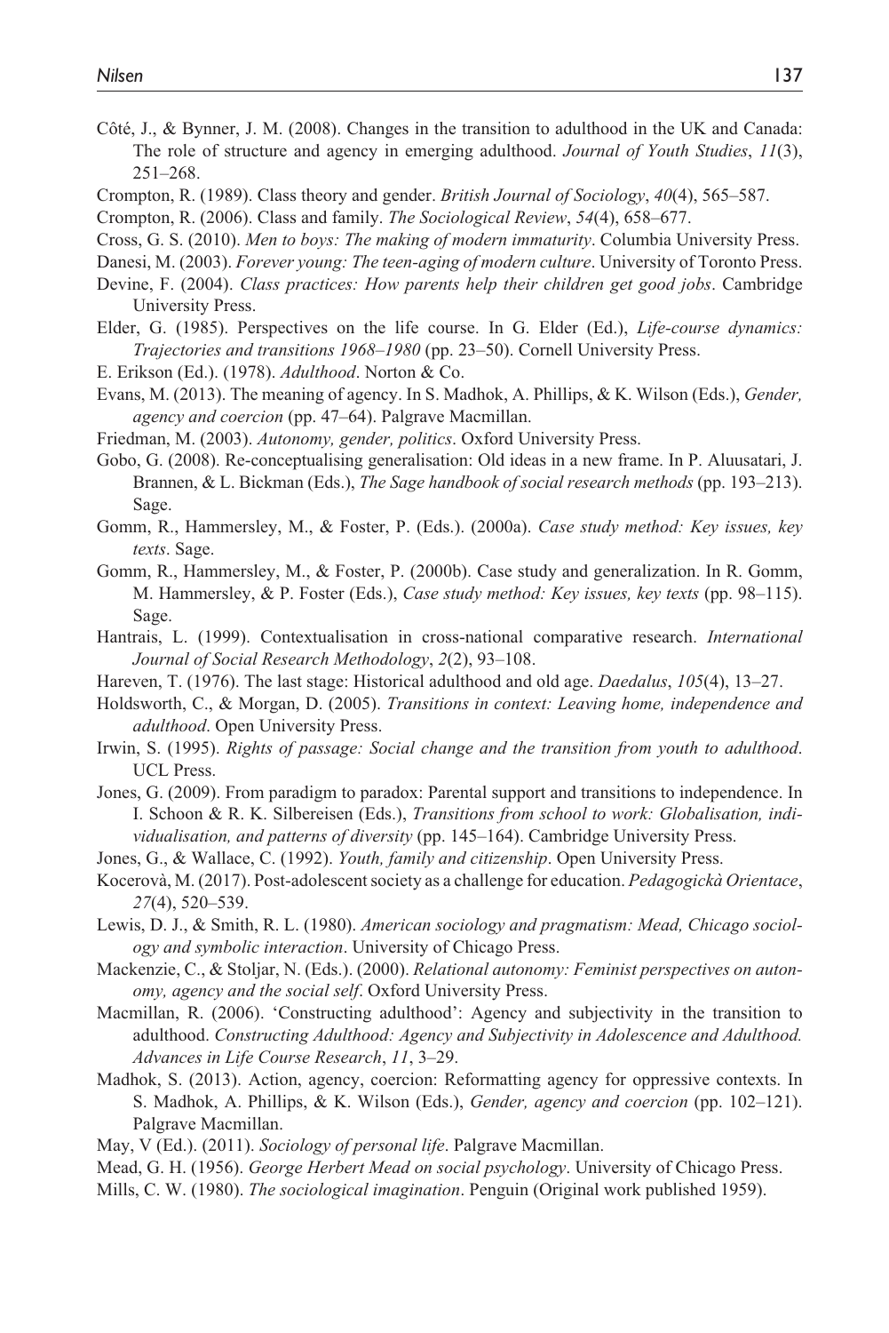Côté, J., & Bynner, J. M. (2008). Changes in the transition to adulthood in the UK and Canada: The role of structure and agency in emerging adulthood. *Journal of Youth Studies*, *11*(3), 251–268.

Crompton, R. (1989). Class theory and gender. *British Journal of Sociology*, *40*(4), 565–587.

Crompton, R. (2006). Class and family. *The Sociological Review*, *54*(4), 658–677.

Cross, G. S. (2010). *Men to boys: The making of modern immaturity*. Columbia University Press.

Danesi, M. (2003). *Forever young: The teen-aging of modern culture*. University of Toronto Press.

Devine, F. (2004). *Class practices: How parents help their children get good jobs*. Cambridge University Press.

Elder, G. (1985). Perspectives on the life course. In G. Elder (Ed.), *Life-course dynamics: Trajectories and transitions 1968–1980* (pp. 23–50). Cornell University Press.

E. Erikson (Ed.). (1978). *Adulthood*. Norton & Co.

Evans, M. (2013). The meaning of agency. In S. Madhok, A. Phillips, & K. Wilson (Eds.), *Gender, agency and coercion* (pp. 47–64). Palgrave Macmillan.

Friedman, M. (2003). *Autonomy, gender, politics*. Oxford University Press.

Gobo, G. (2008). Re-conceptualising generalisation: Old ideas in a new frame. In P. Aluusatari, J. Brannen, & L. Bickman (Eds.), *The Sage handbook of social research methods* (pp. 193–213). Sage.

Gomm, R., Hammersley, M., & Foster, P. (Eds.). (2000a). *Case study method: Key issues, key texts*. Sage.

Gomm, R., Hammersley, M., & Foster, P. (2000b). Case study and generalization. In R. Gomm, M. Hammersley, & P. Foster (Eds.), *Case study method: Key issues, key texts* (pp. 98–115). Sage.

Hantrais, L. (1999). Contextualisation in cross-national comparative research. *International Journal of Social Research Methodology*, *2*(2), 93–108.

Hareven, T. (1976). The last stage: Historical adulthood and old age. *Daedalus*, *105*(4), 13–27.

Holdsworth, C., & Morgan, D. (2005). *Transitions in context: Leaving home, independence and adulthood*. Open University Press.

Irwin, S. (1995). *Rights of passage: Social change and the transition from youth to adulthood*. UCL Press.

Jones, G. (2009). From paradigm to paradox: Parental support and transitions to independence. In I. Schoon & R. K. Silbereisen (Eds.), *Transitions from school to work: Globalisation, individualisation, and patterns of diversity* (pp. 145–164). Cambridge University Press.

Jones, G., & Wallace, C. (1992). *Youth, family and citizenship*. Open University Press.

Kocerovà, M. (2017). Post-adolescent society as a challenge for education. *Pedagogickà Orientace*, *27*(4), 520–539.

Lewis, D. J., & Smith, R. L. (1980). *American sociology and pragmatism: Mead, Chicago sociology and symbolic interaction*. University of Chicago Press.

Mackenzie, C., & Stoljar, N. (Eds.). (2000). *Relational autonomy: Feminist perspectives on autonomy, agency and the social self*. Oxford University Press.

Macmillan, R. (2006). 'Constructing adulthood': Agency and subjectivity in the transition to adulthood. *Constructing Adulthood: Agency and Subjectivity in Adolescence and Adulthood. Advances in Life Course Research*, *11*, 3–29.

Madhok, S. (2013). Action, agency, coercion: Reformatting agency for oppressive contexts. In S. Madhok, A. Phillips, & K. Wilson (Eds.), *Gender, agency and coercion* (pp. 102–121). Palgrave Macmillan.

May, V (Ed.). (2011). *Sociology of personal life*. Palgrave Macmillan.

Mead, G. H. (1956). *George Herbert Mead on social psychology*. University of Chicago Press.

Mills, C. W. (1980). *The sociological imagination*. Penguin (Original work published 1959).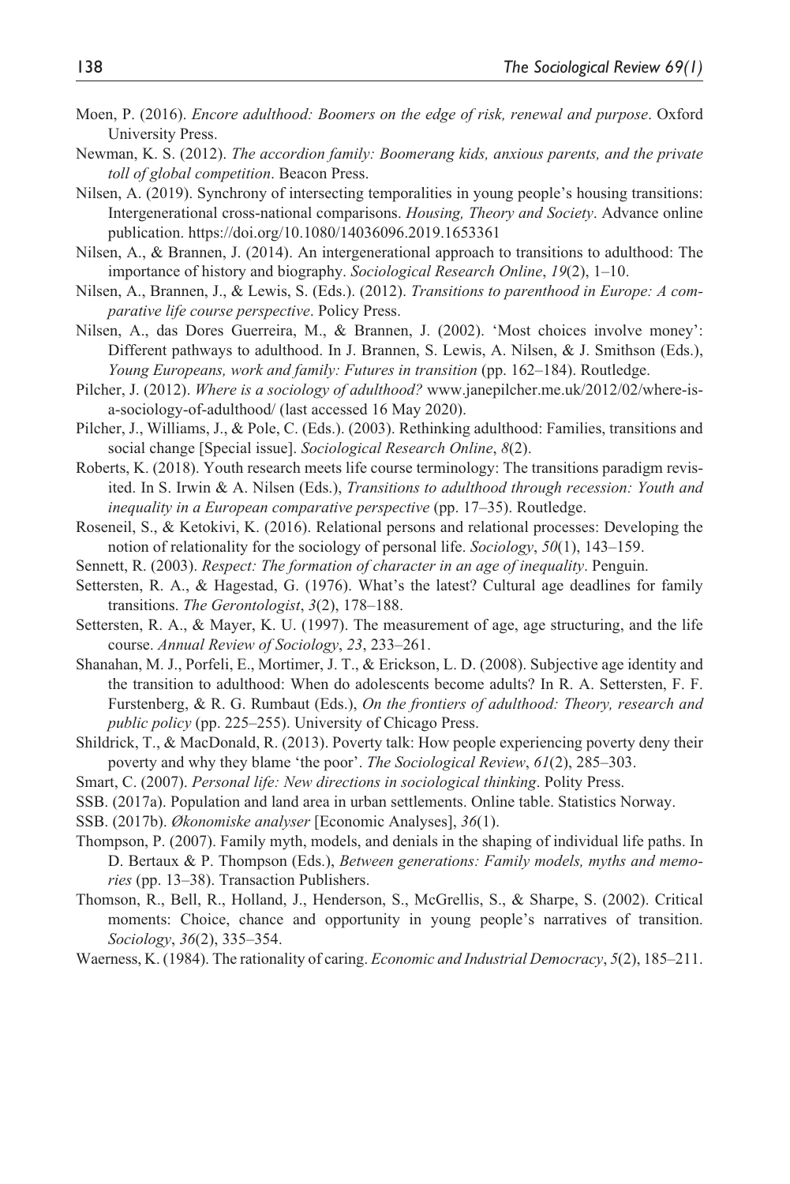Moen, P. (2016). *Encore adulthood: Boomers on the edge of risk, renewal and purpose*. Oxford University Press.

Newman, K. S. (2012). *The accordion family: Boomerang kids, anxious parents, and the private toll of global competition*. Beacon Press.

Nilsen, A. (2019). Synchrony of intersecting temporalities in young people's housing transitions: Intergenerational cross-national comparisons. *Housing, Theory and Society*. Advance online publication. https://doi.org/10.1080/14036096.2019.1653361

Nilsen, A., & Brannen, J. (2014). An intergenerational approach to transitions to adulthood: The importance of history and biography. *Sociological Research Online*, *19*(2), 1–10.

Nilsen, A., Brannen, J., & Lewis, S. (Eds.). (2012). *Transitions to parenthood in Europe: A comparative life course perspective*. Policy Press.

Nilsen, A., das Dores Guerreira, M., & Brannen, J. (2002). 'Most choices involve money': Different pathways to adulthood. In J. Brannen, S. Lewis, A. Nilsen, & J. Smithson (Eds.), *Young Europeans, work and family: Futures in transition* (pp. 162–184). Routledge.

Pilcher, J. (2012). *Where is a sociology of adulthood?* www.janepilcher.me.uk/2012/02/where-is-a-sociology-of-adulthood/ (last accessed 16 May 2020).

Pilcher, J., Williams, J., & Pole, C. (Eds.). (2003). Rethinking adulthood: Families, transitions and social change [Special issue]. *Sociological Research Online*, *8*(2).

Roberts, K. (2018). Youth research meets life course terminology: The transitions paradigm revisited. In S. Irwin & A. Nilsen (Eds.), *Transitions to adulthood through recession: Youth and inequality in a European comparative perspective* (pp. 17–35). Routledge.

Roseneil, S., & Ketokivi, K. (2016). Relational persons and relational processes: Developing the notion of relationality for the sociology of personal life. *Sociology*, *50*(1), 143–159.

Sennett, R. (2003). *Respect: The formation of character in an age of inequality*. Penguin.

Settersten, R. A., & Hagestad, G. (1976). What's the latest? Cultural age deadlines for family transitions. *The Gerontologist*, *3*(2), 178–188.

Settersten, R. A., & Mayer, K. U. (1997). The measurement of age, age structuring, and the life course. *Annual Review of Sociology*, *23*, 233–261.

Shanahan, M. J., Porfeli, E., Mortimer, J. T., & Erickson, L. D. (2008). Subjective age identity and the transition to adulthood: When do adolescents become adults? In R. A. Settersten, F. F. Furstenberg, & R. G. Rumbaut (Eds.), *On the frontiers of adulthood: Theory, research and public policy* (pp. 225–255). University of Chicago Press.

Shildrick, T., & MacDonald, R. (2013). Poverty talk: How people experiencing poverty deny their poverty and why they blame 'the poor'. *The Sociological Review*, *61*(2), 285–303.

Smart, C. (2007). *Personal life: New directions in sociological thinking*. Polity Press.

SSB. (2017a). Population and land area in urban settlements. Online table. Statistics Norway.

SSB. (2017b). *Økonomiske analyser* [Economic Analyses], *36*(1).

Thompson, P. (2007). Family myth, models, and denials in the shaping of individual life paths. In D. Bertaux & P. Thompson (Eds.), *Between generations: Family models, myths and memories* (pp. 13–38). Transaction Publishers.

Thomson, R., Bell, R., Holland, J., Henderson, S., McGrellis, S., & Sharpe, S. (2002). Critical moments: Choice, chance and opportunity in young people's narratives of transition. *Sociology*, *36*(2), 335–354.

Waerness, K. (1984). The rationality of caring. *Economic and Industrial Democracy*, *5*(2), 185–211.